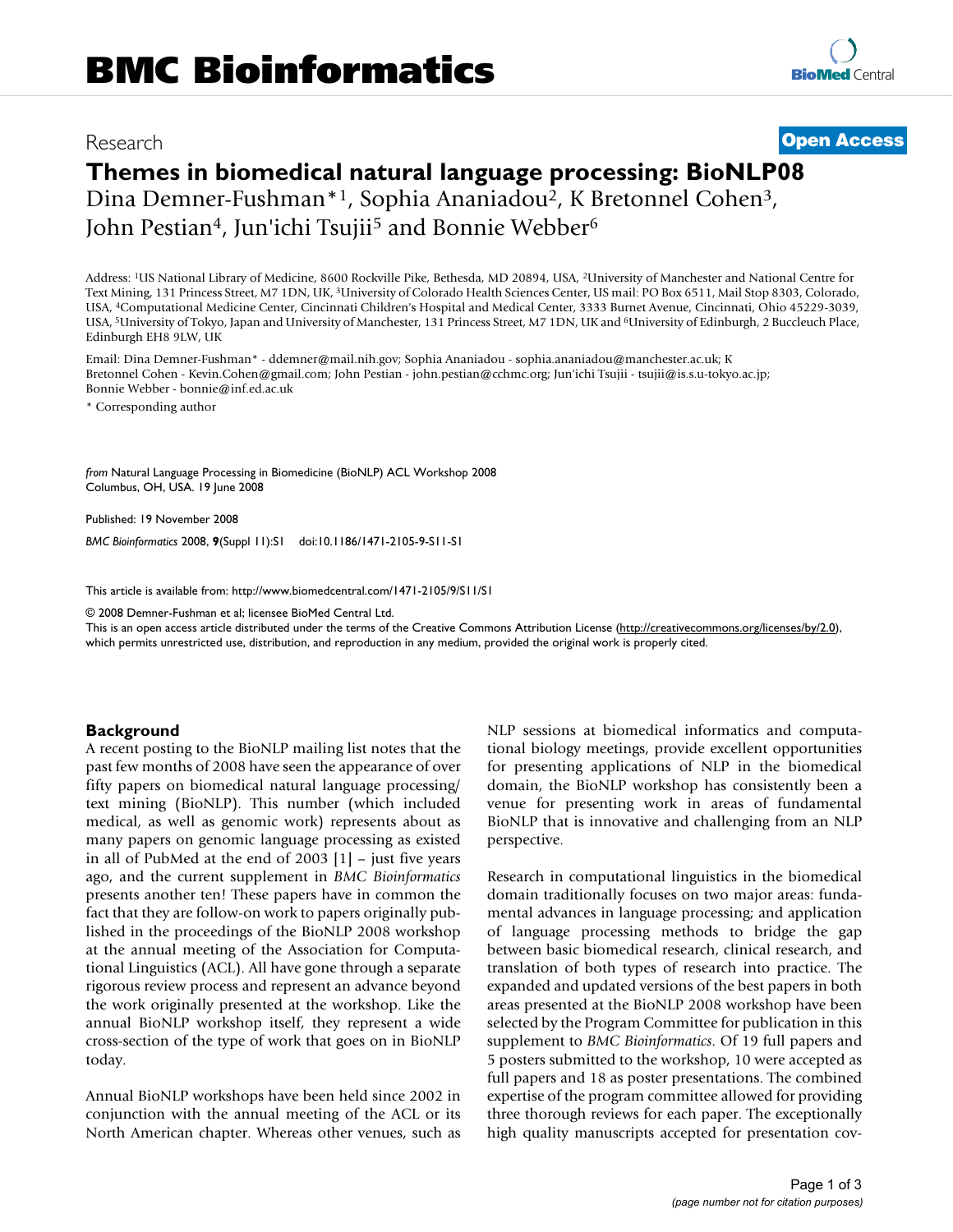Research

**Open Access**

# Themes in biomedical natural language processing: BioNLP08

Dina Demner-Fushman*[1], Sophia Ananiadou[2], K Bretonnel Cohen[3], John Pestian[4], Jun'ichi Tsujii[5] and Bonnie Webber[6]

Address: [1]US National Library of Medicine, 8600 Rockville Pike, Bethesda, MD 20894, USA, [2]University of Manchester and National Centre for Text Mining, 131 Princess Street, M7 1DN, UK, [3]University of Colorado Health Sciences Center, US mail: PO Box 6511, Mail Stop 8303, Colorado, USA, [4]Computational Medicine Center, Cincinnati Children's Hospital and Medical Center, 3333 Burnet Avenue, Cincinnati, Ohio 45229-3039, USA, [5]University of Tokyo, Japan and University of Manchester, 131 Princess Street, M7 1DN, UK and [6]University of Edinburgh, 2 Buccleuch Place, Edinburgh EH8 9LW, UK

Email: Dina Demner-Fushman* - ddemner@mail.nih.gov; Sophia Ananiadou - sophia.ananiadou@manchester.ac.uk; K Bretonnel Cohen - Kevin.Cohen@gmail.com; John Pestian - john.pestian@cchmc.org; Jun'ichi Tsujii - tsujii@is.s.u-tokyo.ac.jp; Bonnie Webber - bonnie@inf.ed.ac.uk

\* Corresponding author

*from* Natural Language Processing in Biomedicine (BioNLP) ACL Workshop 2008
Columbus, OH, USA. 19 June 2008

Published: 19 November 2008

*BMC Bioinformatics* 2008, **9**(Suppl 11):S1 doi:10.1186/1471-2105-9-S11-S1

This article is available from: http://www.biomedcentral.com/1471-2105/9/S11/S1

© 2008 Demner-Fushman et al; licensee BioMed Central Ltd.
This is an open access article distributed under the terms of the Creative Commons Attribution License (http://creativecommons.org/licenses/by/2.0), which permits unrestricted use, distribution, and reproduction in any medium, provided the original work is properly cited.

## Background

A recent posting to the BioNLP mailing list notes that the past few months of 2008 have seen the appearance of over fifty papers on biomedical natural language processing/text mining (BioNLP). This number (which included medical, as well as genomic work) represents about as many papers on genomic language processing as existed in all of PubMed at the end of 2003 [1] – just five years ago, and the current supplement in *BMC Bioinformatics* presents another ten! These papers have in common the fact that they are follow-on work to papers originally published in the proceedings of the BioNLP 2008 workshop at the annual meeting of the Association for Computational Linguistics (ACL). All have gone through a separate rigorous review process and represent an advance beyond the work originally presented at the workshop. Like the annual BioNLP workshop itself, they represent a wide cross-section of the type of work that goes on in BioNLP today.

Annual BioNLP workshops have been held since 2002 in conjunction with the annual meeting of the ACL or its North American chapter. Whereas other venues, such as NLP sessions at biomedical informatics and computational biology meetings, provide excellent opportunities for presenting applications of NLP in the biomedical domain, the BioNLP workshop has consistently been a venue for presenting work in areas of fundamental BioNLP that is innovative and challenging from an NLP perspective.

Research in computational linguistics in the biomedical domain traditionally focuses on two major areas: fundamental advances in language processing; and application of language processing methods to bridge the gap between basic biomedical research, clinical research, and translation of both types of research into practice. The expanded and updated versions of the best papers in both areas presented at the BioNLP 2008 workshop have been selected by the Program Committee for publication in this supplement to *BMC Bioinformatics*. Of 19 full papers and 5 posters submitted to the workshop, 10 were accepted as full papers and 18 as poster presentations. The combined expertise of the program committee allowed for providing three thorough reviews for each paper. The exceptionally high quality manuscripts accepted for presentation cov-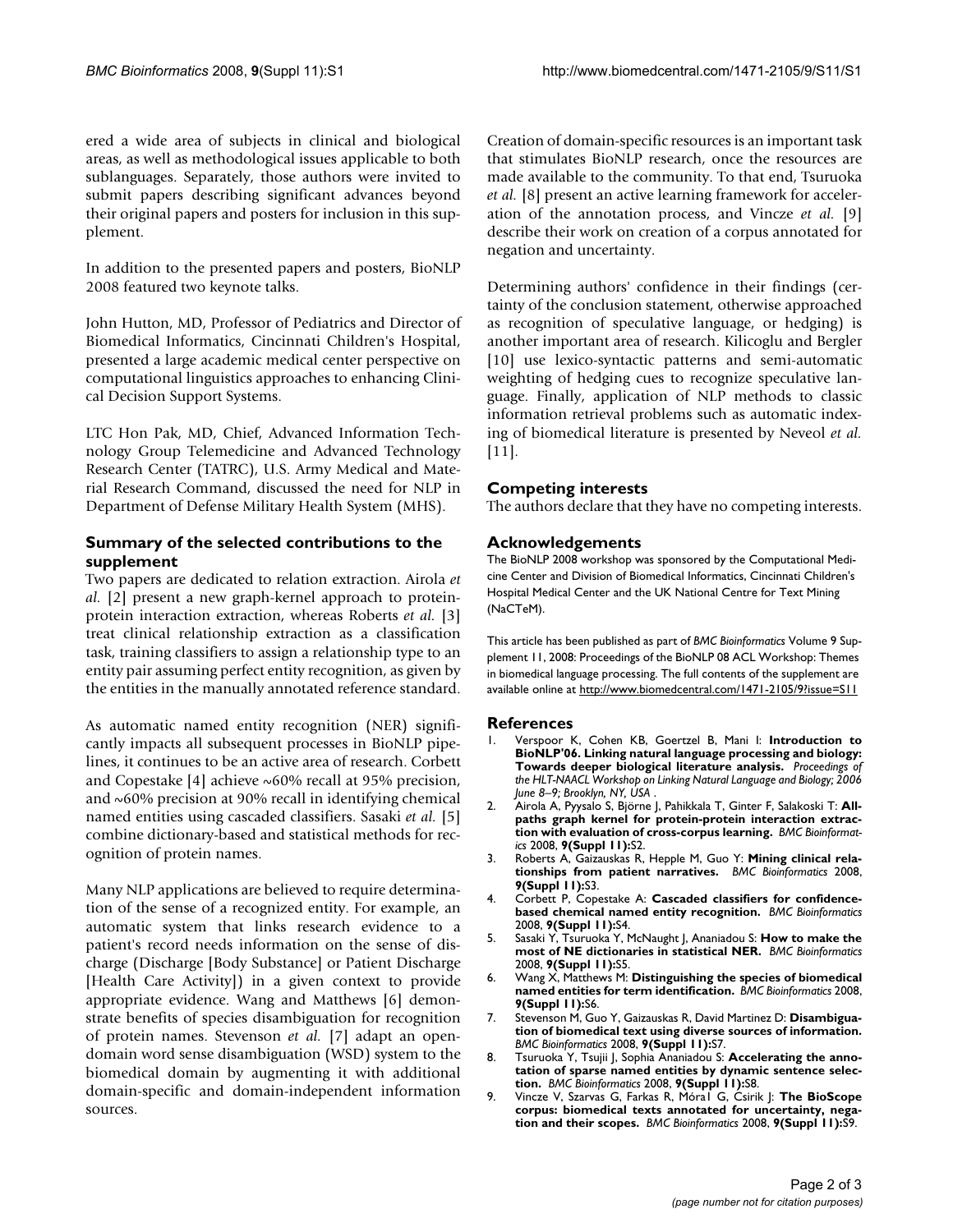ered a wide area of subjects in clinical and biological areas, as well as methodological issues applicable to both sublanguages. Separately, those authors were invited to submit papers describing significant advances beyond their original papers and posters for inclusion in this supplement.

In addition to the presented papers and posters, BioNLP 2008 featured two keynote talks.

John Hutton, MD, Professor of Pediatrics and Director of Biomedical Informatics, Cincinnati Children's Hospital, presented a large academic medical center perspective on computational linguistics approaches to enhancing Clinical Decision Support Systems.

LTC Hon Pak, MD, Chief, Advanced Information Technology Group Telemedicine and Advanced Technology Research Center (TATRC), U.S. Army Medical and Material Research Command, discussed the need for NLP in Department of Defense Military Health System (MHS).

## Summary of the selected contributions to the supplement

Two papers are dedicated to relation extraction. Airola *et al.* [2] present a new graph-kernel approach to protein-protein interaction extraction, whereas Roberts *et al.* [3] treat clinical relationship extraction as a classification task, training classifiers to assign a relationship type to an entity pair assuming perfect entity recognition, as given by the entities in the manually annotated reference standard.

As automatic named entity recognition (NER) significantly impacts all subsequent processes in BioNLP pipelines, it continues to be an active area of research. Corbett and Copestake [4] achieve ~60% recall at 95% precision, and ~60% precision at 90% recall in identifying chemical named entities using cascaded classifiers. Sasaki *et al.* [5] combine dictionary-based and statistical methods for recognition of protein names.

Many NLP applications are believed to require determination of the sense of a recognized entity. For example, an automatic system that links research evidence to a patient's record needs information on the sense of discharge (Discharge [Body Substance] or Patient Discharge [Health Care Activity]) in a given context to provide appropriate evidence. Wang and Matthews [6] demonstrate benefits of species disambiguation for recognition of protein names. Stevenson *et al.* [7] adapt an open-domain word sense disambiguation (WSD) system to the biomedical domain by augmenting it with additional domain-specific and domain-independent information sources.

Creation of domain-specific resources is an important task that stimulates BioNLP research, once the resources are made available to the community. To that end, Tsuruoka *et al.* [8] present an active learning framework for acceleration of the annotation process, and Vincze *et al.* [9] describe their work on creation of a corpus annotated for negation and uncertainty.

Determining authors' confidence in their findings (certainty of the conclusion statement, otherwise approached as recognition of speculative language, or hedging) is another important area of research. Kilicoglu and Bergler [10] use lexico-syntactic patterns and semi-automatic weighting of hedging cues to recognize speculative language. Finally, application of NLP methods to classic information retrieval problems such as automatic indexing of biomedical literature is presented by Neveol *et al.* [11].

## Competing interests

The authors declare that they have no competing interests.

## Acknowledgements

The BioNLP 2008 workshop was sponsored by the Computational Medicine Center and Division of Biomedical Informatics, Cincinnati Children's Hospital Medical Center and the UK National Centre for Text Mining (NaCTeM).

This article has been published as part of *BMC Bioinformatics* Volume 9 Supplement 11, 2008: Proceedings of the BioNLP 08 ACL Workshop: Themes in biomedical language processing. The full contents of the supplement are available online at http://www.biomedcentral.com/1471-2105/9?issue=S11

## References

1. Verspoor K, Cohen KB, Goertzel B, Mani I: **Introduction to BioNLP'06. Linking natural language processing and biology: Towards deeper biological literature analysis.** *Proceedings of the HLT-NAACL Workshop on Linking Natural Language and Biology; 2006 June 8–9; Brooklyn, NY, USA* .
2. Airola A, Pyysalo S, Björne J, Pahikkala T, Ginter F, Salakoski T: **All-paths graph kernel for protein-protein interaction extraction with evaluation of cross-corpus learning.** *BMC Bioinformatics* 2008, **9(Suppl 11):**S2.
3. Roberts A, Gaizauskas R, Hepple M, Guo Y: **Mining clinical relationships from patient narratives.** *BMC Bioinformatics* 2008, **9(Suppl 11):**S3.
4. Corbett P, Copestake A: **Cascaded classifiers for confidence-based chemical named entity recognition.** *BMC Bioinformatics* 2008, **9(Suppl 11):**S4.
5. Sasaki Y, Tsuruoka Y, McNaught J, Ananiadou S: **How to make the most of NE dictionaries in statistical NER.** *BMC Bioinformatics* 2008, **9(Suppl 11):**S5.
6. Wang X, Matthews M: **Distinguishing the species of biomedical named entities for term identification.** *BMC Bioinformatics* 2008, **9(Suppl 11):**S6.
7. Stevenson M, Guo Y, Gaizauskas R, David Martinez D: **Disambiguation of biomedical text using diverse sources of information.** *BMC Bioinformatics* 2008, **9(Suppl 11):**S7.
8. Tsuruoka Y, Tsujii J, Sophia Ananiadou S: **Accelerating the annotation of sparse named entities by dynamic sentence selection.** *BMC Bioinformatics* 2008, **9(Suppl 11):**S8.
9. Vincze V, Szarvas G, Farkas R, Móra1 G, Csirik J: **The BioScope corpus: biomedical texts annotated for uncertainty, negation and their scopes.** *BMC Bioinformatics* 2008, **9(Suppl 11):**S9.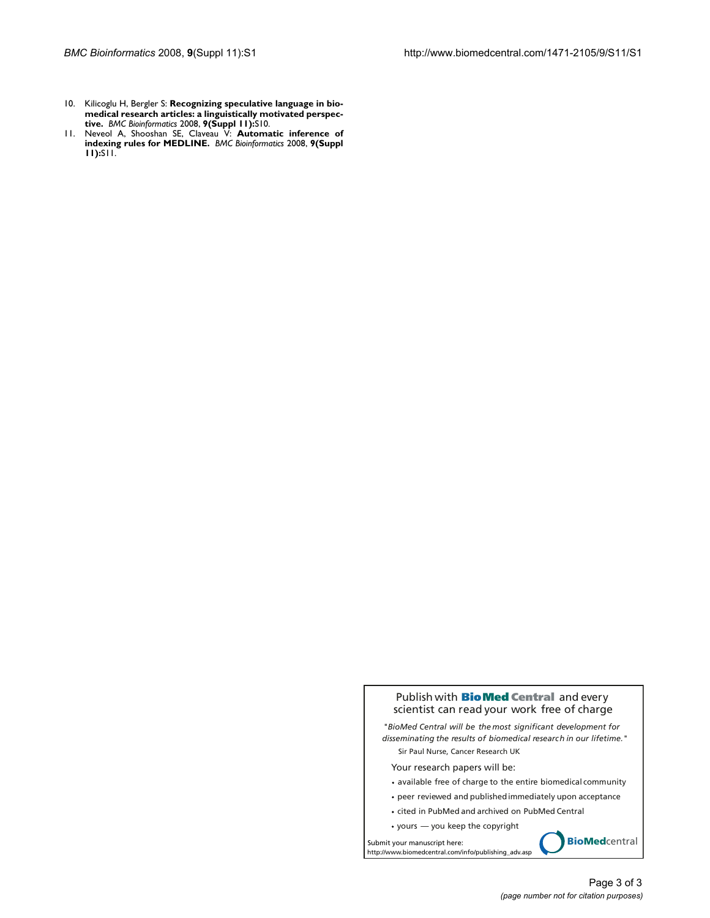10. Kilicoglu H, Bergler S: **Recognizing speculative language in biomedical research articles: a linguistically motivated perspective.** *BMC Bioinformatics* 2008, **9(Suppl 11):**S10.
11. Neveol A, Shooshan SE, Claveau V: **Automatic inference of indexing rules for MEDLINE.** *BMC Bioinformatics* 2008, **9(Suppl 11):**S11.

Publish with **BioMed Central** and every scientist can read your work free of charge

*"BioMed Central will be the most significant development for disseminating the results of biomedical research in our lifetime."*

Sir Paul Nurse, Cancer Research UK

Your research papers will be:

- available free of charge to the entire biomedical community
- peer reviewed and published immediately upon acceptance
- cited in PubMed and archived on PubMed Central
- yours — you keep the copyright

Submit your manuscript here:
http://www.biomedcentral.com/info/publishing_adv.asp

**BioMed**central